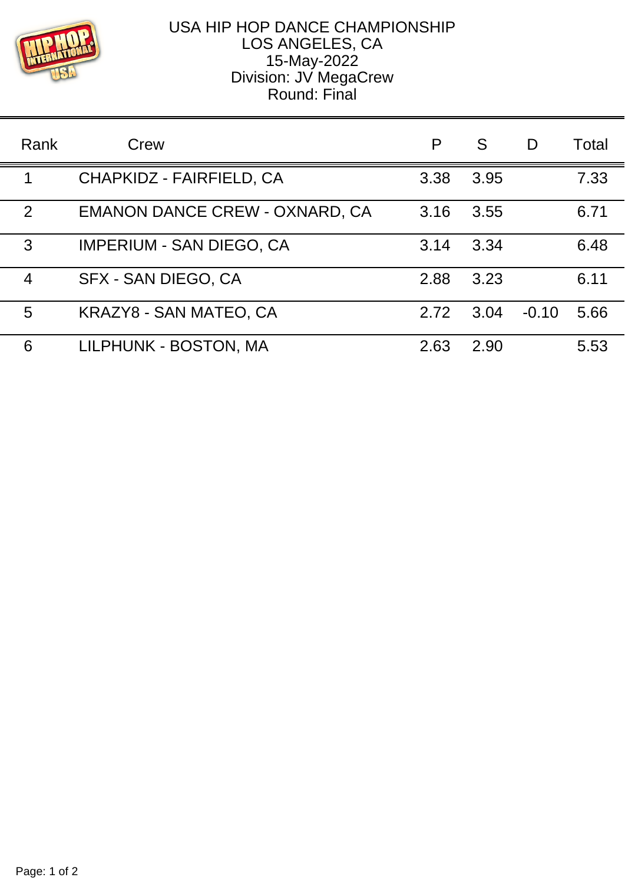# USA HIP HOP DANCE CHAMPIONSHIP

LOS ANGELES, CA

15-May-2022

Division: JV MegaCrew

Round: Final

| Rank | Crew | P | S | D | Total |
|---|---|---|---|---|---|
| 1 | CHAPKIDZ - FAIRFIELD, CA | 3.38 | 3.95 | | 7.33 |
| 2 | EMANON DANCE CREW - OXNARD, CA | 3.16 | 3.55 | | 6.71 |
| 3 | IMPERIUM - SAN DIEGO, CA | 3.14 | 3.34 | | 6.48 |
| 4 | SFX - SAN DIEGO, CA | 2.88 | 3.23 | | 6.11 |
| 5 | KRAZY8 - SAN MATEO, CA | 2.72 | 3.04 | -0.10 | 5.66 |
| 6 | LILPHUNK - BOSTON, MA | 2.63 | 2.90 | | 5.53 |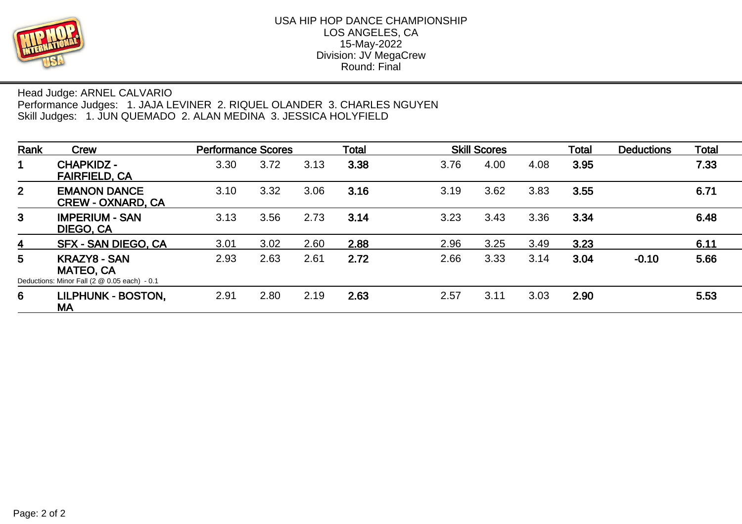USA HIP HOP DANCE CHAMPIONSHIP
LOS ANGELES, CA
15-May-2022
Division: JV MegaCrew
Round: Final

Head Judge: ARNEL CALVARIO
Performance Judges: 1. JAJA LEVINER 2. RIQUEL OLANDER 3. CHARLES NGUYEN
Skill Judges: 1. JUN QUEMADO 2. ALAN MEDINA 3. JESSICA HOLYFIELD

| Rank | Crew | Performance Scores | | | Total | Skill Scores | | | Total | Deductions | Total |
|---|---|---|---|---|---|---|---|---|---|---|---|
| 1 | **CHAPKIDZ - FAIRFIELD, CA** | 3.30 | 3.72 | 3.13 | **3.38** | 3.76 | 4.00 | 4.08 | **3.95** | | **7.33** |
| 2 | **EMANON DANCE CREW - OXNARD, CA** | 3.10 | 3.32 | 3.06 | **3.16** | 3.19 | 3.62 | 3.83 | **3.55** | | **6.71** |
| 3 | **IMPERIUM - SAN DIEGO, CA** | 3.13 | 3.56 | 2.73 | **3.14** | 3.23 | 3.43 | 3.36 | **3.34** | | **6.48** |
| 4 | **SFX - SAN DIEGO, CA** | 3.01 | 3.02 | 2.60 | **2.88** | 2.96 | 3.25 | 3.49 | **3.23** | | **6.11** |
| 5 | **KRAZY8 - SAN MATEO, CA**<br>Deductions: Minor Fall (2 @ 0.05 each) - 0.1 | 2.93 | 2.63 | 2.61 | **2.72** | 2.66 | 3.33 | 3.14 | **3.04** | **-0.10** | **5.66** |
| 6 | **LILPHUNK - BOSTON, MA** | 2.91 | 2.80 | 2.19 | **2.63** | 2.57 | 3.11 | 3.03 | **2.90** | | **5.53** |